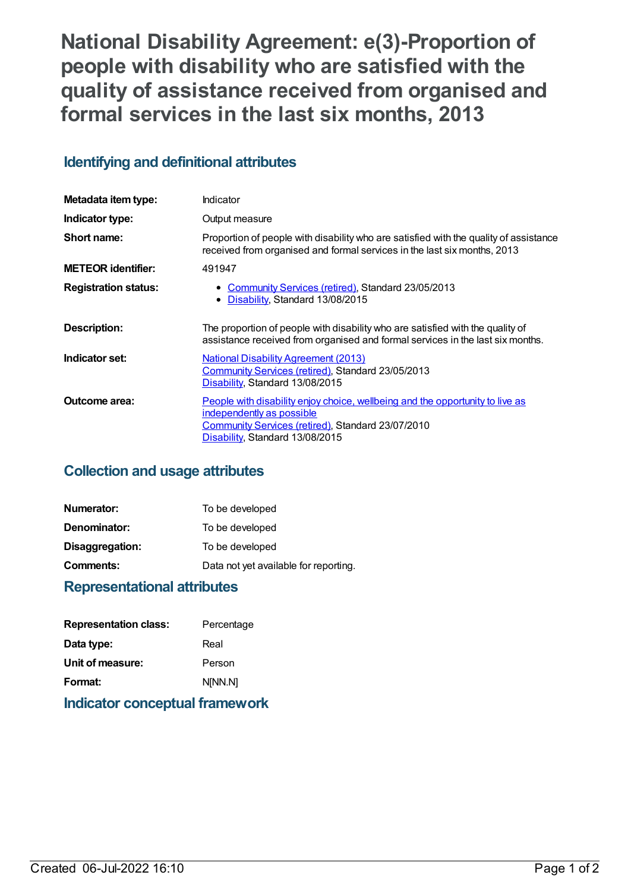# National Disability Agreement: e(3)-Proportion of people with disability who are satisfied with the quality of assistance received from organised and formal services in the last six months, 2013

## Identifying and definitional attributes

| | |
|---|---|
| **Metadata item type:** | Indicator |
| **Indicator type:** | Output measure |
| **Short name:** | Proportion of people with disability who are satisfied with the quality of assistance received from organised and formal services in the last six months, 2013 |
| **METEOR identifier:** | 491947 |
| **Registration status:** | • Community Services (retired), Standard 23/05/2013<br>• Disability, Standard 13/08/2015 |
| **Description:** | The proportion of people with disability who are satisfied with the quality of assistance received from organised and formal services in the last six months. |
| **Indicator set:** | National Disability Agreement (2013)<br>Community Services (retired), Standard 23/05/2013<br>Disability, Standard 13/08/2015 |
| **Outcome area:** | People with disability enjoy choice, wellbeing and the opportunity to live as independently as possible<br>Community Services (retired), Standard 23/07/2010<br>Disability, Standard 13/08/2015 |

## Collection and usage attributes

| | |
|---|---|
| **Numerator:** | To be developed |
| **Denominator:** | To be developed |
| **Disaggregation:** | To be developed |
| **Comments:** | Data not yet available for reporting. |

## Representational attributes

| | |
|---|---|
| **Representation class:** | Percentage |
| **Data type:** | Real |
| **Unit of measure:** | Person |
| **Format:** | N[NN.N] |

## Indicator conceptual framework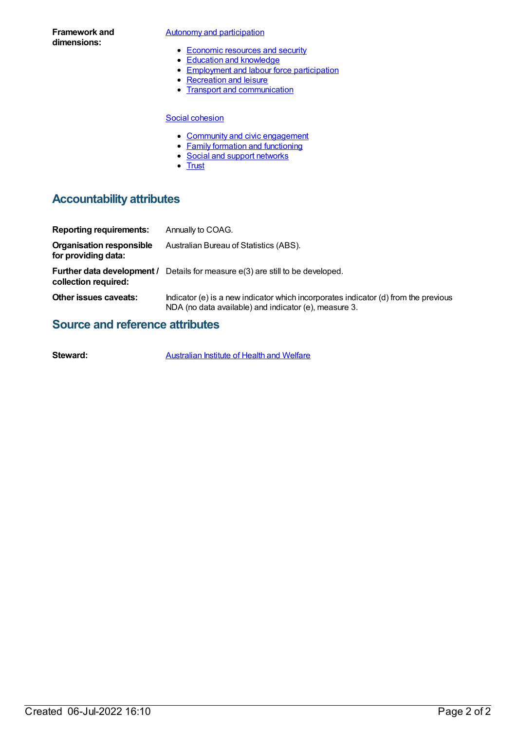**Framework and dimensions:**

Autonomy and participation

- Economic resources and security
- Education and knowledge
- Employment and labour force participation
- Recreation and leisure
- Transport and communication

Social cohesion

- Community and civic engagement
- Family formation and functioning
- Social and support networks
- Trust

## Accountability attributes

| | |
|---|---|
| **Reporting requirements:** | Annually to COAG. |
| **Organisation responsible for providing data:** | Australian Bureau of Statistics (ABS). |
| **Further data development / collection required:** | Details for measure e(3) are still to be developed. |
| **Other issues caveats:** | Indicator (e) is a new indicator which incorporates indicator (d) from the previous NDA (no data available) and indicator (e), measure 3. |

## Source and reference attributes

**Steward:** Australian Institute of Health and Welfare